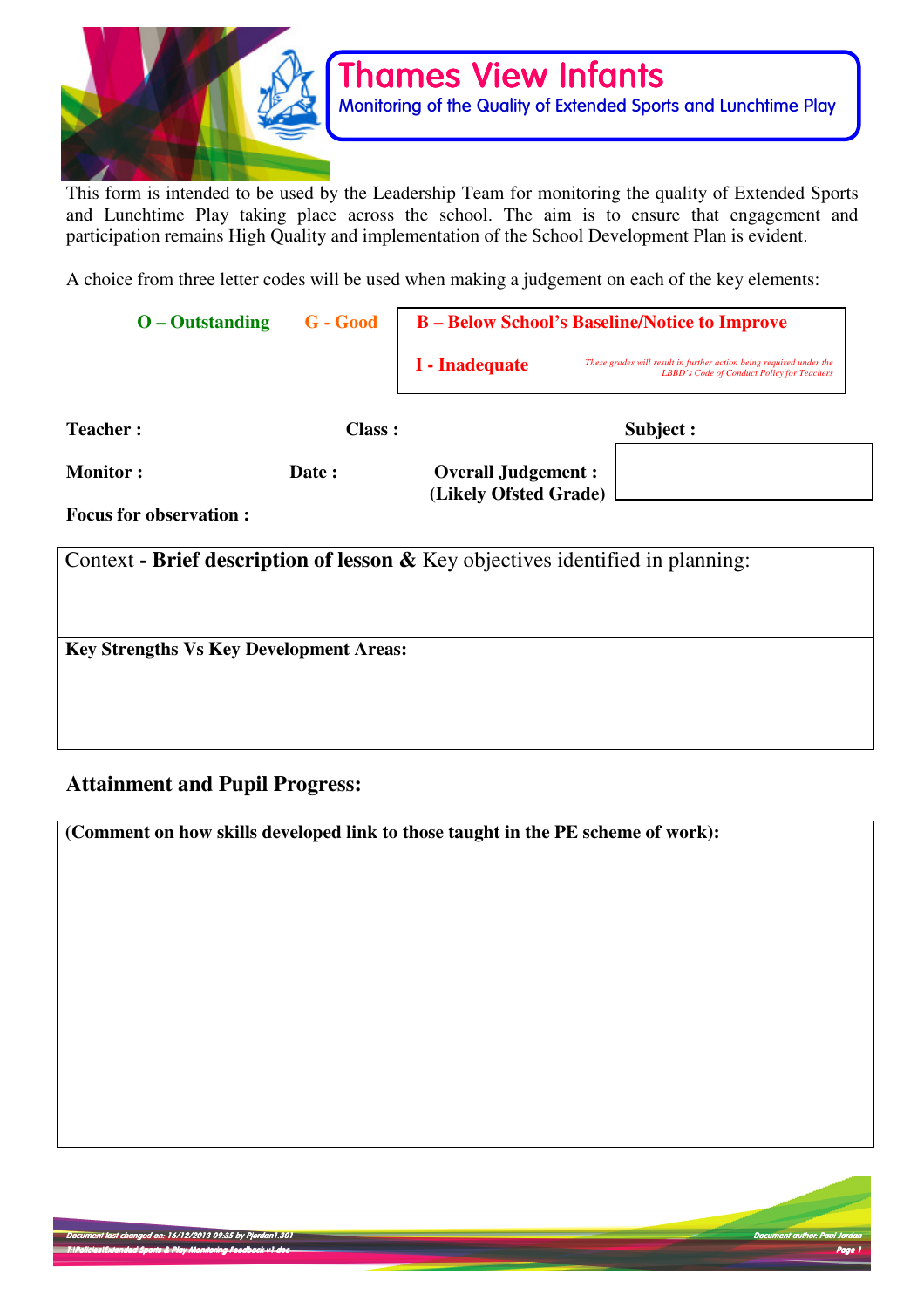# Thames View Infants

## Monitoring of the Quality of Extended Sports and Lunchtime Play

This form is intended to be used by the Leadership Team for monitoring the quality of Extended Sports and Lunchtime Play taking place across the school. The aim is to ensure that engagement and participation remains High Quality and implementation of the School Development Plan is evident.

A choice from three letter codes will be used when making a judgement on each of the key elements:

**O – Outstanding** **G - Good**

**B – Below School's Baseline/Notice to Improve**

**I - Inadequate** *These grades will result in further action being required under the LBBD's Code of Conduct Policy for Teachers*

**Teacher :** **Class :** **Subject :**

**Monitor :** **Date :** **Overall Judgement : (Likely Ofsted Grade)**

**Focus for observation :**

| Context - **Brief description of lesson &** Key objectives identified in planning: |
|---|
| |
| **Key Strengths Vs Key Development Areas:** |
| |

### Attainment and Pupil Progress:

| **(Comment on how skills developed link to those taught in the PE scheme of work):** |
|---|
| |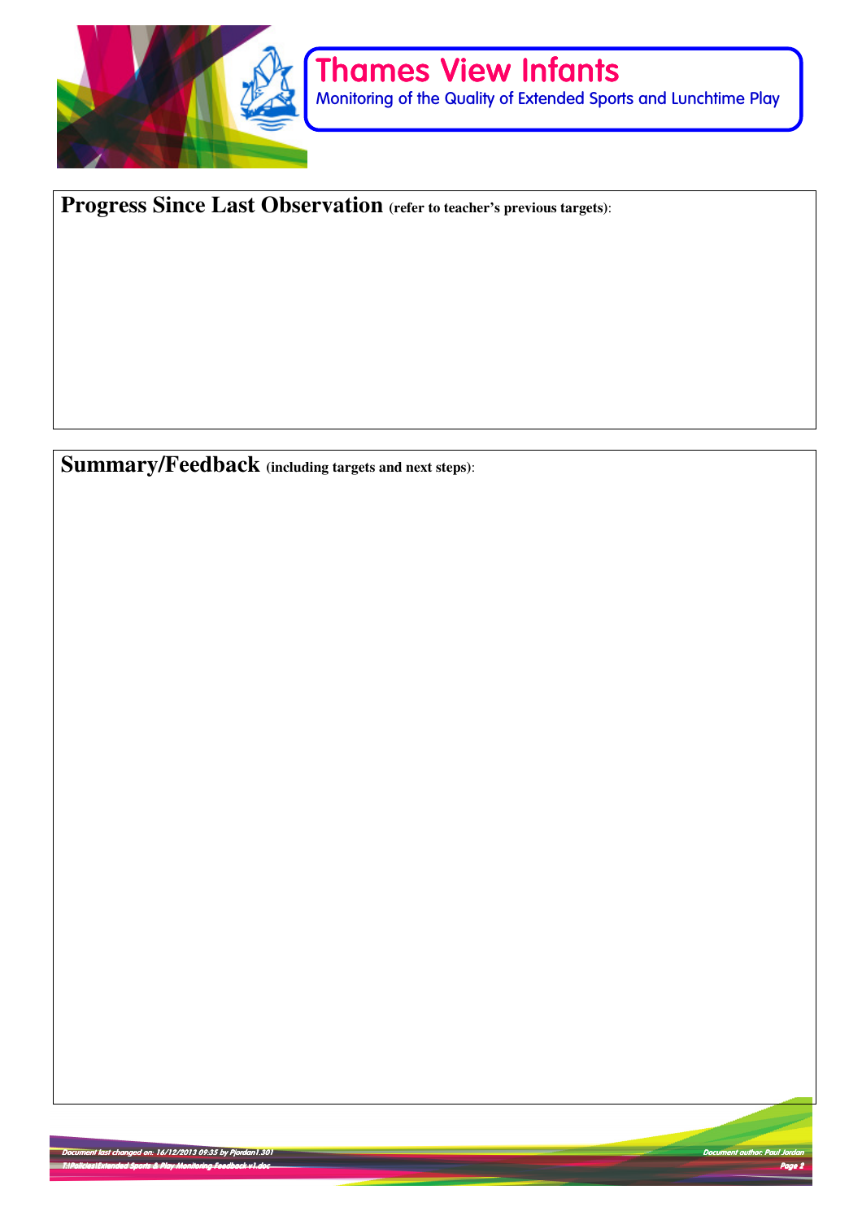# Thames View Infants

Monitoring of the Quality of Extended Sports and Lunchtime Play

**Progress Since Last Observation (refer to teacher's previous targets):**

**Summary/Feedback (including targets and next steps):**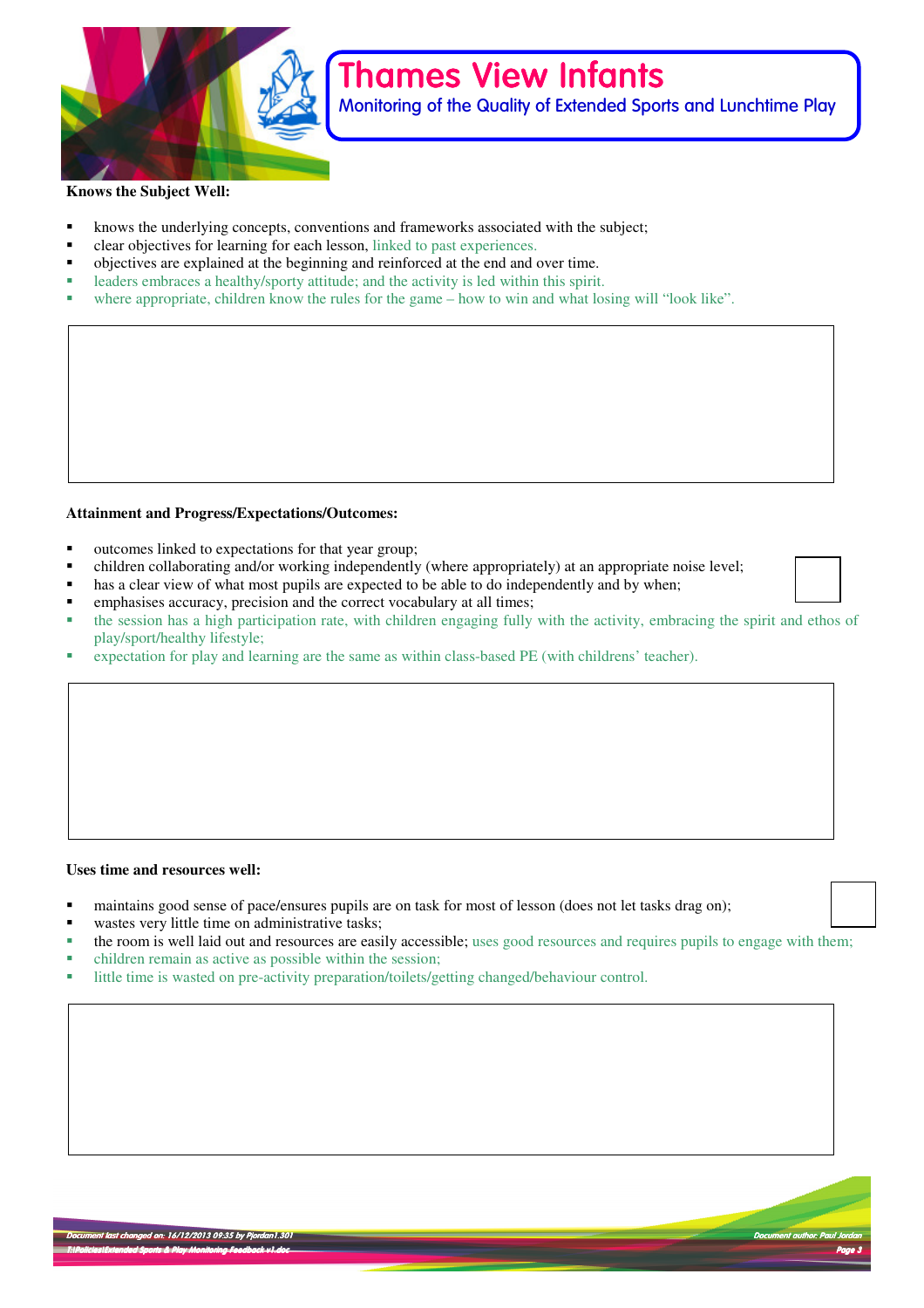**Knows the Subject Well:**

- knows the underlying concepts, conventions and frameworks associated with the subject;
- clear objectives for learning for each lesson, linked to past experiences.
- objectives are explained at the beginning and reinforced at the end and over time.
- leaders embraces a healthy/sporty attitude; and the activity is led within this spirit.
- where appropriate, children know the rules for the game – how to win and what losing will "look like".

**Attainment and Progress/Expectations/Outcomes:**

- outcomes linked to expectations for that year group;
- children collaborating and/or working independently (where appropriately) at an appropriate noise level;
- has a clear view of what most pupils are expected to be able to do independently and by when;
- emphasises accuracy, precision and the correct vocabulary at all times;
- the session has a high participation rate, with children engaging fully with the activity, embracing the spirit and ethos of play/sport/healthy lifestyle;
- expectation for play and learning are the same as within class-based PE (with childrens' teacher).

**Uses time and resources well:**

- maintains good sense of pace/ensures pupils are on task for most of lesson (does not let tasks drag on);
- wastes very little time on administrative tasks;
- the room is well laid out and resources are easily accessible; uses good resources and requires pupils to engage with them;
- children remain as active as possible within the session;
- little time is wasted on pre-activity preparation/toilets/getting changed/behaviour control.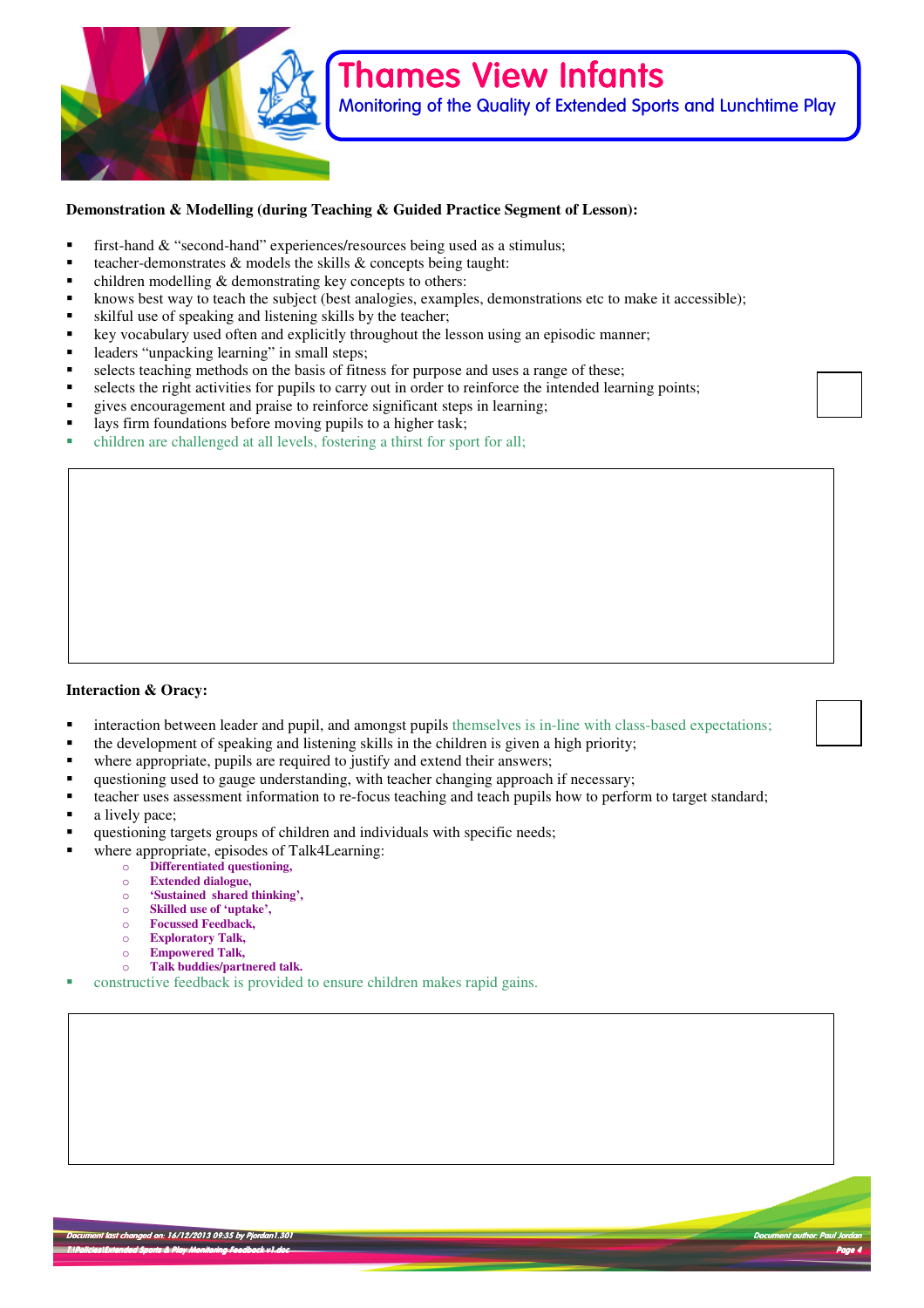**Demonstration & Modelling (during Teaching & Guided Practice Segment of Lesson):**

- first-hand & "second-hand" experiences/resources being used as a stimulus;
- teacher-demonstrates & models the skills & concepts being taught:
- children modelling & demonstrating key concepts to others:
- knows best way to teach the subject (best analogies, examples, demonstrations etc to make it accessible);
- skilful use of speaking and listening skills by the teacher;
- key vocabulary used often and explicitly throughout the lesson using an episodic manner;
- leaders "unpacking learning" in small steps;
- selects teaching methods on the basis of fitness for purpose and uses a range of these;
- selects the right activities for pupils to carry out in order to reinforce the intended learning points;
- gives encouragement and praise to reinforce significant steps in learning;
- lays firm foundations before moving pupils to a higher task;
- children are challenged at all levels, fostering a thirst for sport for all;

**Interaction & Oracy:**

- interaction between leader and pupil, and amongst pupils themselves is in-line with class-based expectations;
- the development of speaking and listening skills in the children is given a high priority;
- where appropriate, pupils are required to justify and extend their answers;
- questioning used to gauge understanding, with teacher changing approach if necessary;
- teacher uses assessment information to re-focus teaching and teach pupils how to perform to target standard;
- a lively pace;
- questioning targets groups of children and individuals with specific needs;
- where appropriate, episodes of Talk4Learning:
  - **Differentiated questioning,**
  - **Extended dialogue,**
  - **'Sustained shared thinking',**
  - **Skilled use of 'uptake',**
  - **Focussed Feedback,**
  - **Exploratory Talk,**
  - **Empowered Talk,**
  - **Talk buddies/partnered talk.**
- constructive feedback is provided to ensure children makes rapid gains.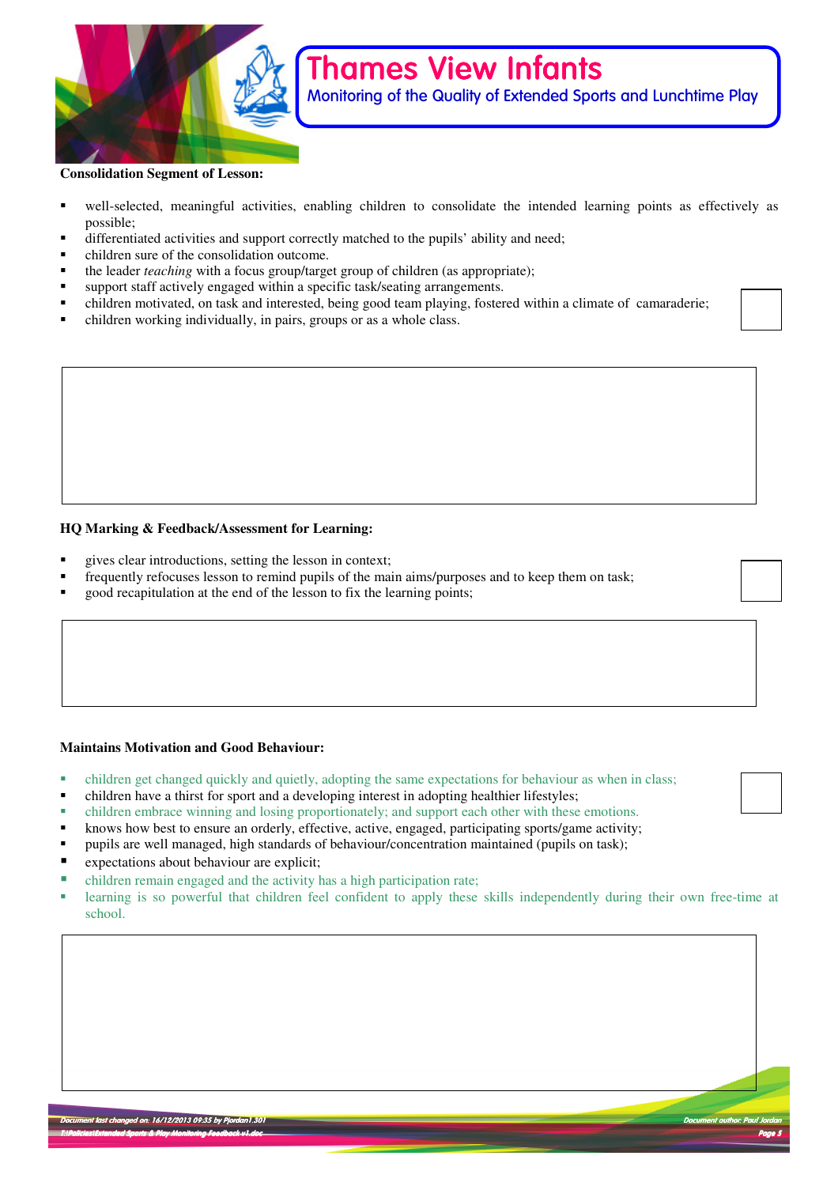**Consolidation Segment of Lesson:**

- well-selected, meaningful activities, enabling children to consolidate the intended learning points as effectively as possible;
- differentiated activities and support correctly matched to the pupils' ability and need;
- children sure of the consolidation outcome.
- the leader *teaching* with a focus group/target group of children (as appropriate);
- support staff actively engaged within a specific task/seating arrangements.
- children motivated, on task and interested, being good team playing, fostered within a climate of camaraderie;
- children working individually, in pairs, groups or as a whole class.

**HQ Marking & Feedback/Assessment for Learning:**

- gives clear introductions, setting the lesson in context;
- frequently refocuses lesson to remind pupils of the main aims/purposes and to keep them on task;
- good recapitulation at the end of the lesson to fix the learning points;

**Maintains Motivation and Good Behaviour:**

- children get changed quickly and quietly, adopting the same expectations for behaviour as when in class;
- children have a thirst for sport and a developing interest in adopting healthier lifestyles;
- children embrace winning and losing proportionately; and support each other with these emotions.
- knows how best to ensure an orderly, effective, active, engaged, participating sports/game activity;
- pupils are well managed, high standards of behaviour/concentration maintained (pupils on task);
- expectations about behaviour are explicit;
- children remain engaged and the activity has a high participation rate;
- learning is so powerful that children feel confident to apply these skills independently during their own free-time at school.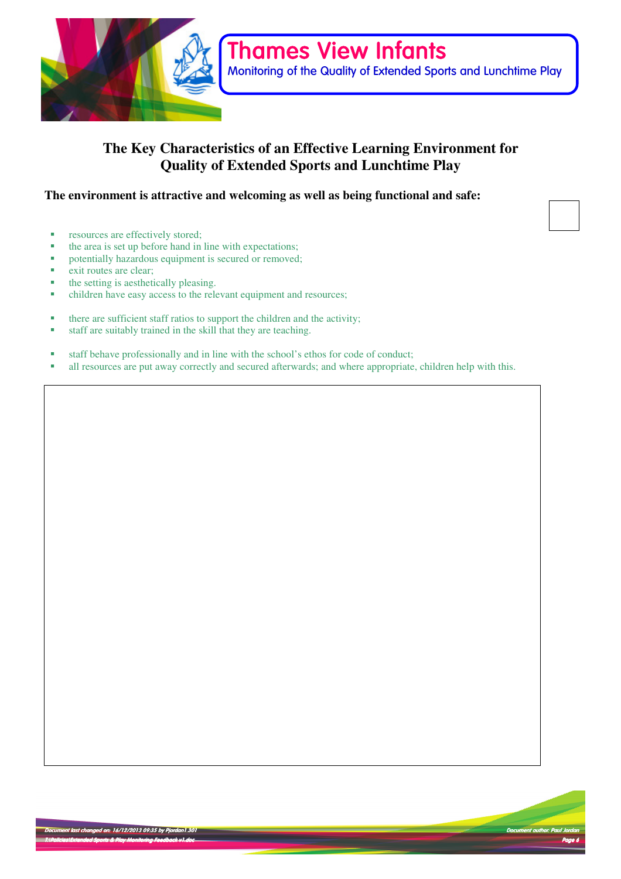## The Key Characteristics of an Effective Learning Environment for Quality of Extended Sports and Lunchtime Play

**The environment is attractive and welcoming as well as being functional and safe:**

- resources are effectively stored;
- the area is set up before hand in line with expectations;
- potentially hazardous equipment is secured or removed;
- exit routes are clear;
- the setting is aesthetically pleasing.
- children have easy access to the relevant equipment and resources;

- there are sufficient staff ratios to support the children and the activity;
- staff are suitably trained in the skill that they are teaching.

- staff behave professionally and in line with the school's ethos for code of conduct;
- all resources are put away correctly and secured afterwards; and where appropriate, children help with this.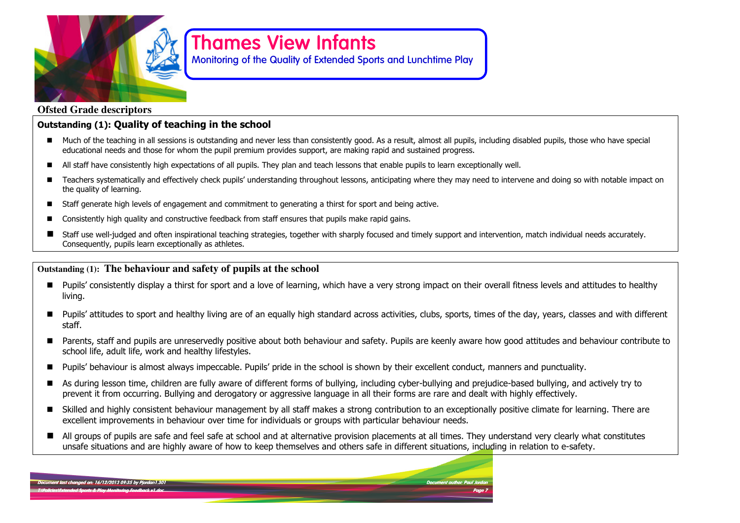# Thames View Infants

Monitoring of the Quality of Extended Sports and Lunchtime Play

**Ofsted Grade descriptors**

## Outstanding (1): Quality of teaching in the school

- Much of the teaching in all sessions is outstanding and never less than consistently good. As a result, almost all pupils, including disabled pupils, those who have special educational needs and those for whom the pupil premium provides support, are making rapid and sustained progress.
- All staff have consistently high expectations of all pupils. They plan and teach lessons that enable pupils to learn exceptionally well.
- Teachers systematically and effectively check pupils' understanding throughout lessons, anticipating where they may need to intervene and doing so with notable impact on the quality of learning.
- Staff generate high levels of engagement and commitment to generating a thirst for sport and being active.
- Consistently high quality and constructive feedback from staff ensures that pupils make rapid gains.
- Staff use well-judged and often inspirational teaching strategies, together with sharply focused and timely support and intervention, match individual needs accurately. Consequently, pupils learn exceptionally as athletes.

## Outstanding (1): The behaviour and safety of pupils at the school

- Pupils' consistently display a thirst for sport and a love of learning, which have a very strong impact on their overall fitness levels and attitudes to healthy living.
- Pupils' attitudes to sport and healthy living are of an equally high standard across activities, clubs, sports, times of the day, years, classes and with different staff.
- Parents, staff and pupils are unreservedly positive about both behaviour and safety. Pupils are keenly aware how good attitudes and behaviour contribute to school life, adult life, work and healthy lifestyles.
- Pupils' behaviour is almost always impeccable. Pupils' pride in the school is shown by their excellent conduct, manners and punctuality.
- As during lesson time, children are fully aware of different forms of bullying, including cyber-bullying and prejudice-based bullying, and actively try to prevent it from occurring. Bullying and derogatory or aggressive language in all their forms are rare and dealt with highly effectively.
- Skilled and highly consistent behaviour management by all staff makes a strong contribution to an exceptionally positive climate for learning. There are excellent improvements in behaviour over time for individuals or groups with particular behaviour needs.
- All groups of pupils are safe and feel safe at school and at alternative provision placements at all times. They understand very clearly what constitutes unsafe situations and are highly aware of how to keep themselves and others safe in different situations, including in relation to e-safety.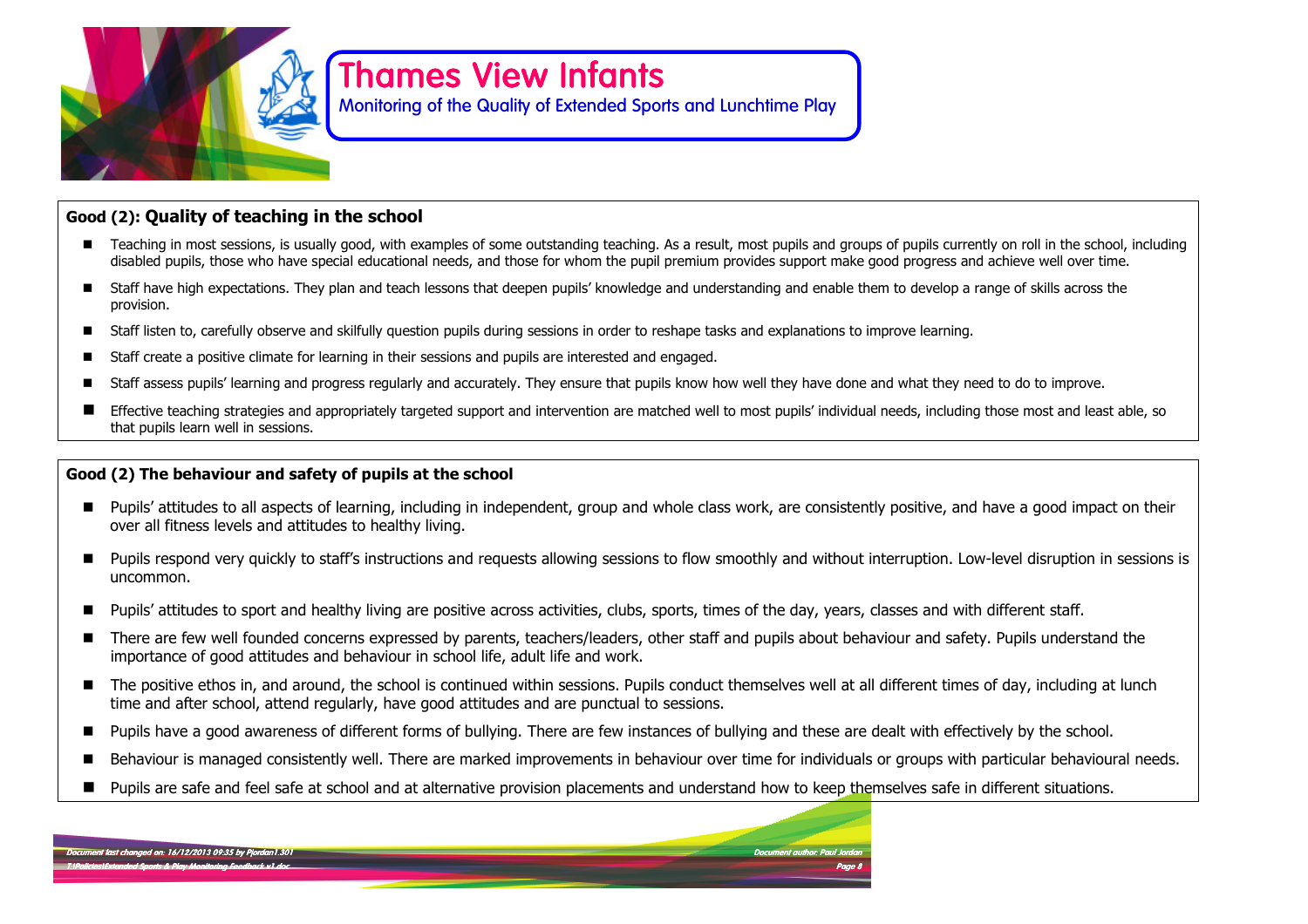# Thames View Infants

Monitoring of the Quality of Extended Sports and Lunchtime Play

## Good (2): Quality of teaching in the school

- Teaching in most sessions, is usually good, with examples of some outstanding teaching. As a result, most pupils and groups of pupils currently on roll in the school, including disabled pupils, those who have special educational needs, and those for whom the pupil premium provides support make good progress and achieve well over time.
- Staff have high expectations. They plan and teach lessons that deepen pupils' knowledge and understanding and enable them to develop a range of skills across the provision.
- Staff listen to, carefully observe and skilfully question pupils during sessions in order to reshape tasks and explanations to improve learning.
- Staff create a positive climate for learning in their sessions and pupils are interested and engaged.
- Staff assess pupils' learning and progress regularly and accurately. They ensure that pupils know how well they have done and what they need to do to improve.
- Effective teaching strategies and appropriately targeted support and intervention are matched well to most pupils' individual needs, including those most and least able, so that pupils learn well in sessions.

## Good (2) The behaviour and safety of pupils at the school

- Pupils' attitudes to all aspects of learning, including in independent, group and whole class work, are consistently positive, and have a good impact on their over all fitness levels and attitudes to healthy living.
- Pupils respond very quickly to staff's instructions and requests allowing sessions to flow smoothly and without interruption. Low-level disruption in sessions is uncommon.
- Pupils' attitudes to sport and healthy living are positive across activities, clubs, sports, times of the day, years, classes and with different staff.
- There are few well founded concerns expressed by parents, teachers/leaders, other staff and pupils about behaviour and safety. Pupils understand the importance of good attitudes and behaviour in school life, adult life and work.
- The positive ethos in, and around, the school is continued within sessions. Pupils conduct themselves well at all different times of day, including at lunch time and after school, attend regularly, have good attitudes and are punctual to sessions.
- Pupils have a good awareness of different forms of bullying. There are few instances of bullying and these are dealt with effectively by the school.
- Behaviour is managed consistently well. There are marked improvements in behaviour over time for individuals or groups with particular behavioural needs.
- Pupils are safe and feel safe at school and at alternative provision placements and understand how to keep themselves safe in different situations.